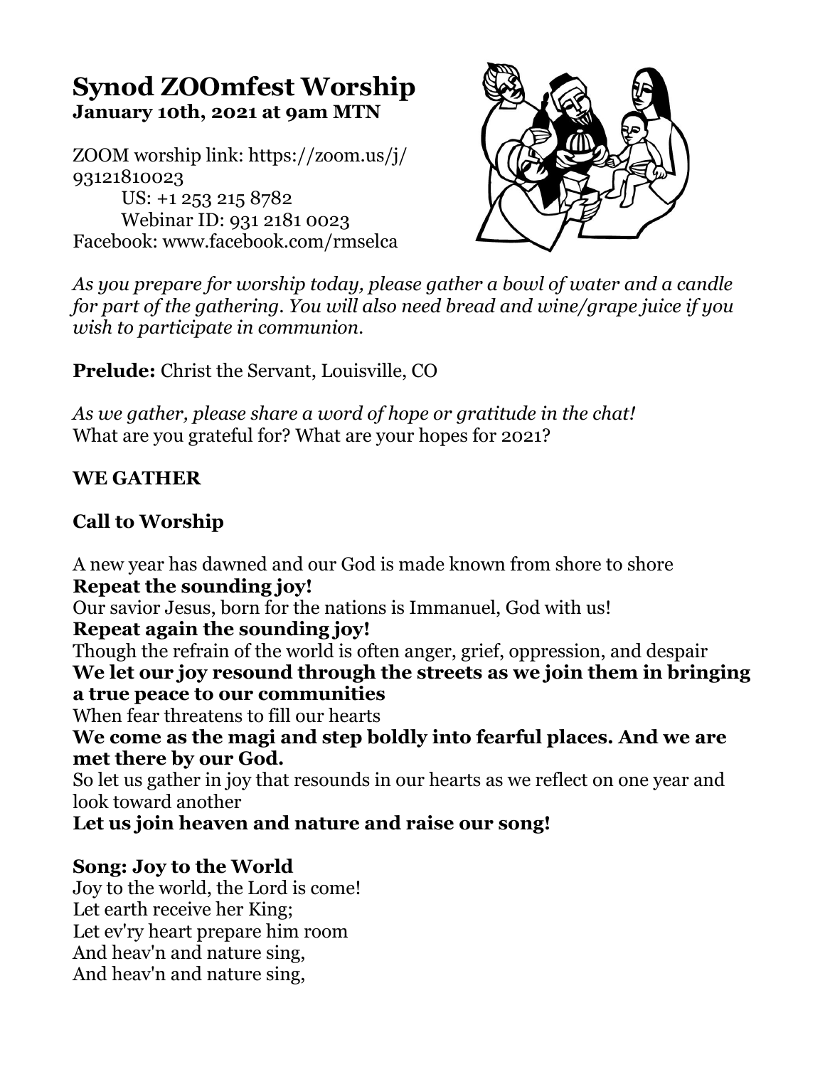# Synod ZOOmfest Worship

**January 10th, 2021 at 9am MTN**

ZOOM worship link: https://zoom.us/j/93121810023
US: +1 253 215 8782
Webinar ID: 931 2181 0023
Facebook: www.facebook.com/rmselca

*As you prepare for worship today, please gather a bowl of water and a candle for part of the gathering. You will also need bread and wine/grape juice if you wish to participate in communion.*

**Prelude:** Christ the Servant, Louisville, CO

*As we gather, please share a word of hope or gratitude in the chat!*
What are you grateful for? What are your hopes for 2021?

## WE GATHER

### Call to Worship

A new year has dawned and our God is made known from shore to shore
**Repeat the sounding joy!**
Our savior Jesus, born for the nations is Immanuel, God with us!
**Repeat again the sounding joy!**
Though the refrain of the world is often anger, grief, oppression, and despair
**We let our joy resound through the streets as we join them in bringing a true peace to our communities**
When fear threatens to fill our hearts
**We come as the magi and step boldly into fearful places. And we are met there by our God.**
So let us gather in joy that resounds in our hearts as we reflect on one year and look toward another
**Let us join heaven and nature and raise our song!**

### Song: Joy to the World

Joy to the world, the Lord is come!
Let earth receive her King;
Let ev'ry heart prepare him room
And heav'n and nature sing,
And heav'n and nature sing,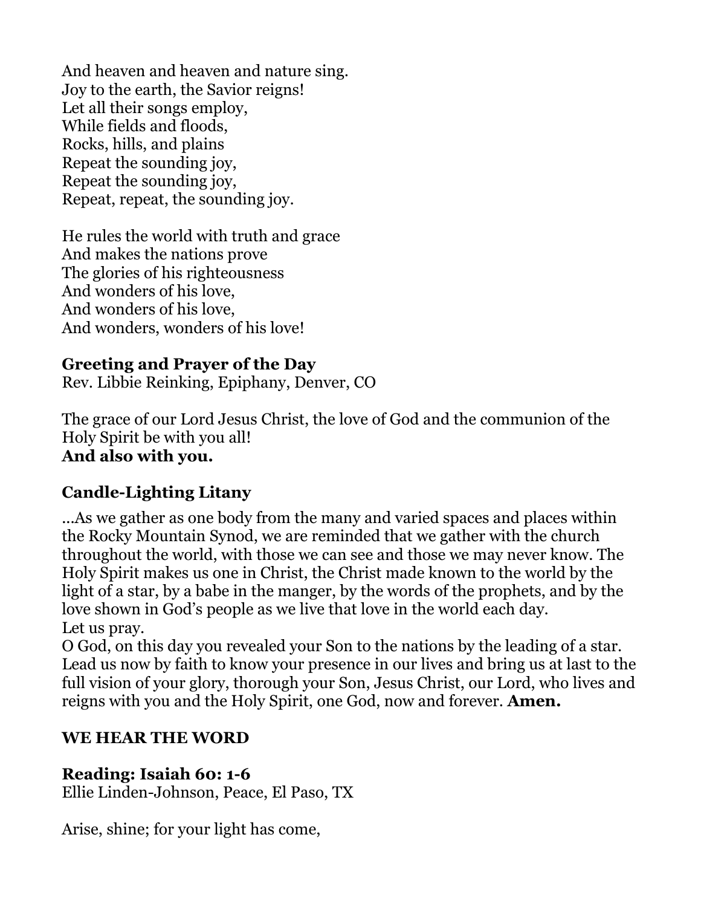And heaven and heaven and nature sing.  
Joy to the earth, the Savior reigns!  
Let all their songs employ,  
While fields and floods,  
Rocks, hills, and plains  
Repeat the sounding joy,  
Repeat the sounding joy,  
Repeat, repeat, the sounding joy.

He rules the world with truth and grace  
And makes the nations prove  
The glories of his righteousness  
And wonders of his love,  
And wonders of his love,  
And wonders, wonders of his love!

**Greeting and Prayer of the Day**  
Rev. Libbie Reinking, Epiphany, Denver, CO

The grace of our Lord Jesus Christ, the love of God and the communion of the Holy Spirit be with you all!  
**And also with you.**

**Candle-Lighting Litany**

…As we gather as one body from the many and varied spaces and places within the Rocky Mountain Synod, we are reminded that we gather with the church throughout the world, with those we can see and those we may never know. The Holy Spirit makes us one in Christ, the Christ made known to the world by the light of a star, by a babe in the manger, by the words of the prophets, and by the love shown in God's people as we live that love in the world each day.  
Let us pray.  
O God, on this day you revealed your Son to the nations by the leading of a star. Lead us now by faith to know your presence in our lives and bring us at last to the full vision of your glory, thorough your Son, Jesus Christ, our Lord, who lives and reigns with you and the Holy Spirit, one God, now and forever. **Amen.**

**WE HEAR THE WORD**

**Reading: Isaiah 60: 1-6**  
Ellie Linden-Johnson, Peace, El Paso, TX

Arise, shine; for your light has come,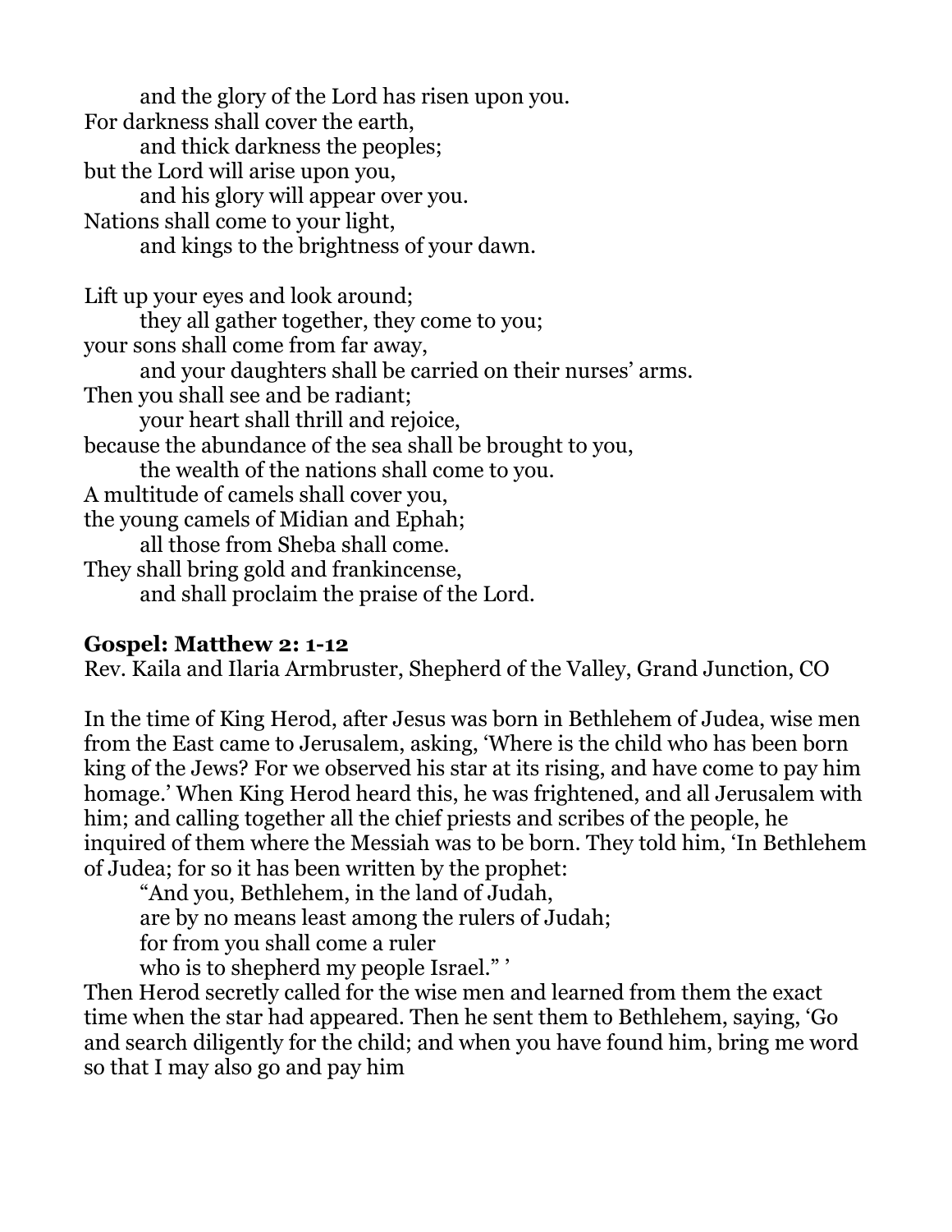and the glory of the Lord has risen upon you.
For darkness shall cover the earth,
and thick darkness the peoples;
but the Lord will arise upon you,
and his glory will appear over you.
Nations shall come to your light,
and kings to the brightness of your dawn.

Lift up your eyes and look around;
they all gather together, they come to you;
your sons shall come from far away,
and your daughters shall be carried on their nurses' arms.
Then you shall see and be radiant;
your heart shall thrill and rejoice,
because the abundance of the sea shall be brought to you,
the wealth of the nations shall come to you.
A multitude of camels shall cover you,
the young camels of Midian and Ephah;
all those from Sheba shall come.
They shall bring gold and frankincense,
and shall proclaim the praise of the Lord.

**Gospel: Matthew 2: 1-12**

Rev. Kaila and Ilaria Armbruster, Shepherd of the Valley, Grand Junction, CO

In the time of King Herod, after Jesus was born in Bethlehem of Judea, wise men from the East came to Jerusalem, asking, 'Where is the child who has been born king of the Jews? For we observed his star at its rising, and have come to pay him homage.' When King Herod heard this, he was frightened, and all Jerusalem with him; and calling together all the chief priests and scribes of the people, he inquired of them where the Messiah was to be born. They told him, 'In Bethlehem of Judea; for so it has been written by the prophet:

"And you, Bethlehem, in the land of Judah,
are by no means least among the rulers of Judah;
for from you shall come a ruler
who is to shepherd my people Israel." '

Then Herod secretly called for the wise men and learned from them the exact time when the star had appeared. Then he sent them to Bethlehem, saying, 'Go and search diligently for the child; and when you have found him, bring me word so that I may also go and pay him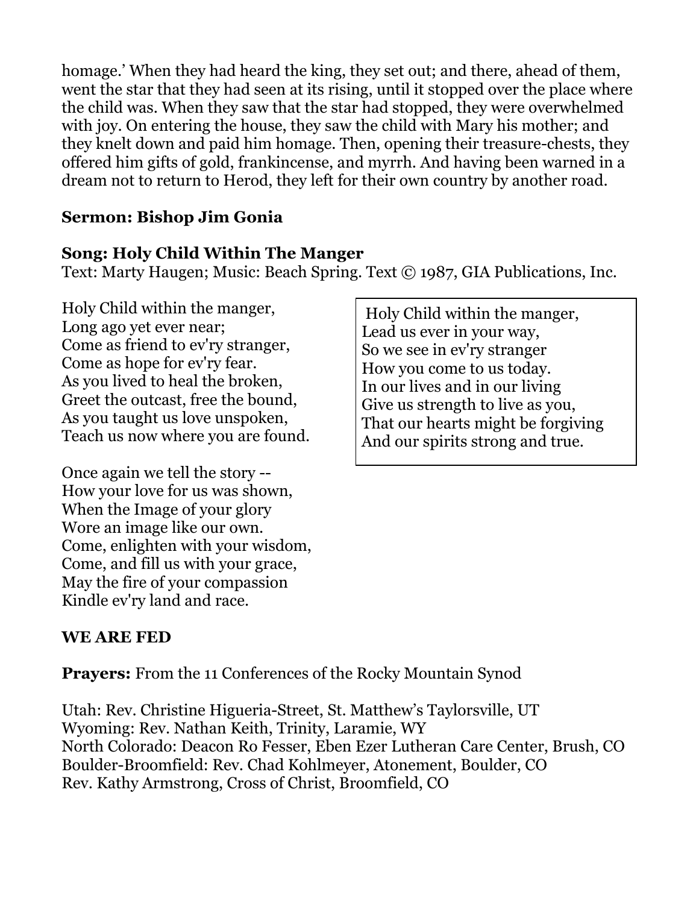homage.' When they had heard the king, they set out; and there, ahead of them, went the star that they had seen at its rising, until it stopped over the place where the child was. When they saw that the star had stopped, they were overwhelmed with joy. On entering the house, they saw the child with Mary his mother; and they knelt down and paid him homage. Then, opening their treasure-chests, they offered him gifts of gold, frankincense, and myrrh. And having been warned in a dream not to return to Herod, they left for their own country by another road.

**Sermon: Bishop Jim Gonia**

**Song: Holy Child Within The Manger**
Text: Marty Haugen; Music: Beach Spring. Text © 1987, GIA Publications, Inc.

Holy Child within the manger,
Long ago yet ever near;
Come as friend to ev'ry stranger,
Come as hope for ev'ry fear.
As you lived to heal the broken,
Greet the outcast, free the bound,
As you taught us love unspoken,
Teach us now where you are found.

Once again we tell the story --
How your love for us was shown,
When the Image of your glory
Wore an image like our own.
Come, enlighten with your wisdom,
Come, and fill us with your grace,
May the fire of your compassion
Kindle ev'ry land and race.

Holy Child within the manger,
Lead us ever in your way,
So we see in ev'ry stranger
How you come to us today.
In our lives and in our living
Give us strength to live as you,
That our hearts might be forgiving
And our spirits strong and true.

**WE ARE FED**

**Prayers:** From the 11 Conferences of the Rocky Mountain Synod

Utah: Rev. Christine Higueria-Street, St. Matthew's Taylorsville, UT
Wyoming: Rev. Nathan Keith, Trinity, Laramie, WY
North Colorado: Deacon Ro Fesser, Eben Ezer Lutheran Care Center, Brush, CO
Boulder-Broomfield: Rev. Chad Kohlmeyer, Atonement, Boulder, CO
Rev. Kathy Armstrong, Cross of Christ, Broomfield, CO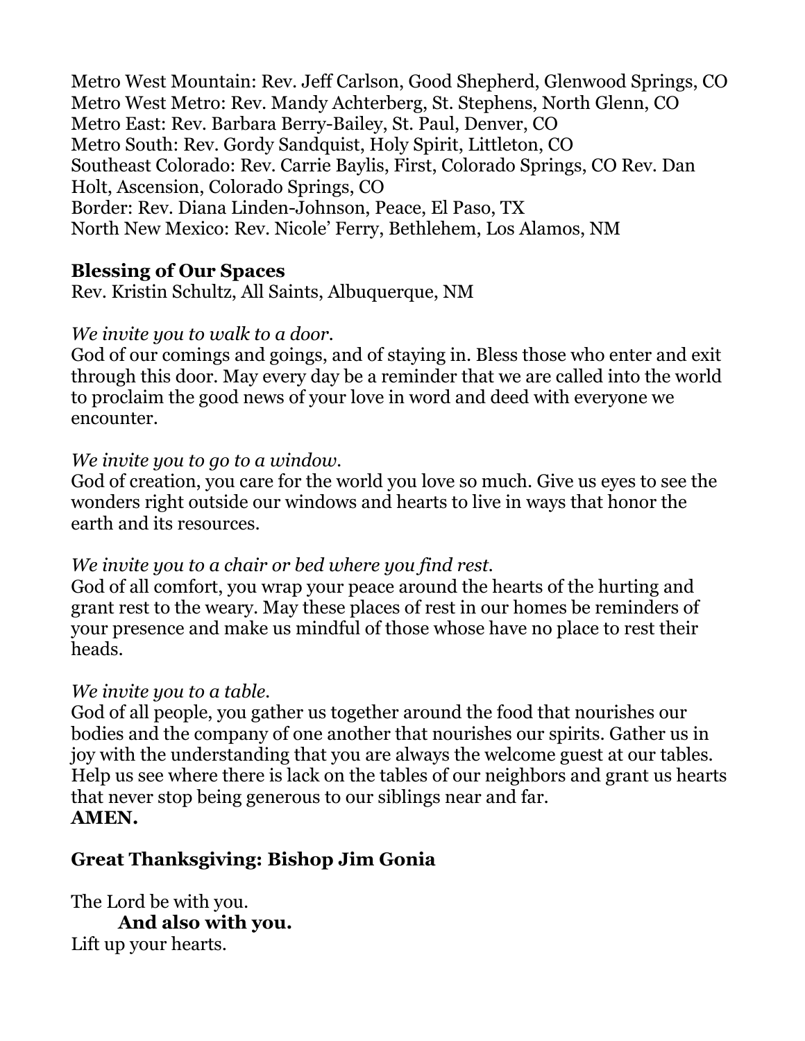Metro West Mountain: Rev. Jeff Carlson, Good Shepherd, Glenwood Springs, CO
Metro West Metro: Rev. Mandy Achterberg, St. Stephens, North Glenn, CO
Metro East: Rev. Barbara Berry-Bailey, St. Paul, Denver, CO
Metro South: Rev. Gordy Sandquist, Holy Spirit, Littleton, CO
Southeast Colorado: Rev. Carrie Baylis, First, Colorado Springs, CO Rev. Dan Holt, Ascension, Colorado Springs, CO
Border: Rev. Diana Linden-Johnson, Peace, El Paso, TX
North New Mexico: Rev. Nicole' Ferry, Bethlehem, Los Alamos, NM

**Blessing of Our Spaces**
Rev. Kristin Schultz, All Saints, Albuquerque, NM

*We invite you to walk to a door.*
God of our comings and goings, and of staying in. Bless those who enter and exit through this door. May every day be a reminder that we are called into the world to proclaim the good news of your love in word and deed with everyone we encounter.

*We invite you to go to a window.*
God of creation, you care for the world you love so much. Give us eyes to see the wonders right outside our windows and hearts to live in ways that honor the earth and its resources.

*We invite you to a chair or bed where you find rest.*
God of all comfort, you wrap your peace around the hearts of the hurting and grant rest to the weary. May these places of rest in our homes be reminders of your presence and make us mindful of those whose have no place to rest their heads.

*We invite you to a table.*
God of all people, you gather us together around the food that nourishes our bodies and the company of one another that nourishes our spirits. Gather us in joy with the understanding that you are always the welcome guest at our tables. Help us see where there is lack on the tables of our neighbors and grant us hearts that never stop being generous to our siblings near and far.
**AMEN.**

**Great Thanksgiving: Bishop Jim Gonia**

The Lord be with you.
**And also with you.**
Lift up your hearts.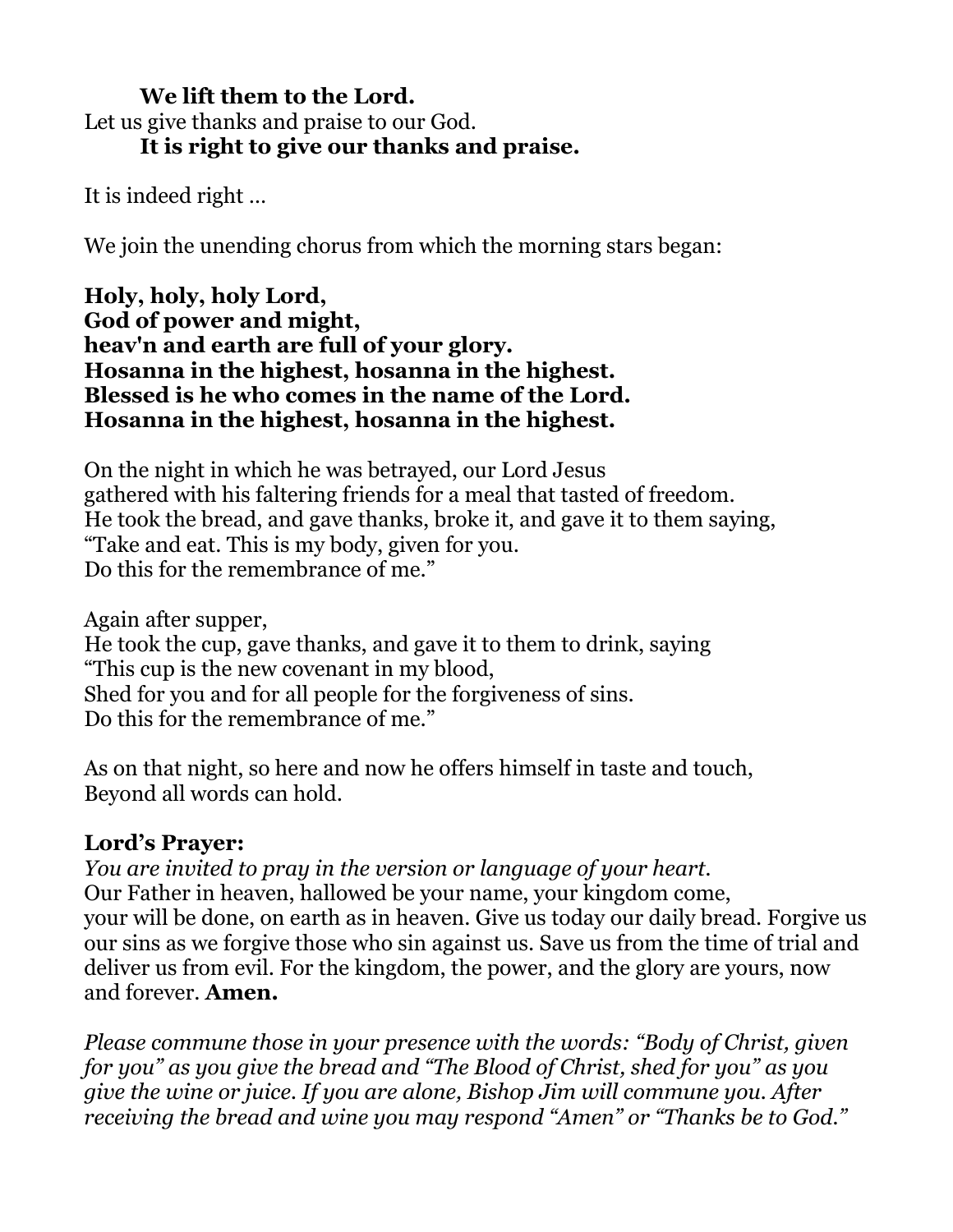**We lift them to the Lord.**
Let us give thanks and praise to our God.
**It is right to give our thanks and praise.**

It is indeed right …

We join the unending chorus from which the morning stars began:

**Holy, holy, holy Lord,**
**God of power and might,**
**heav'n and earth are full of your glory.**
**Hosanna in the highest, hosanna in the highest.**
**Blessed is he who comes in the name of the Lord.**
**Hosanna in the highest, hosanna in the highest.**

On the night in which he was betrayed, our Lord Jesus
gathered with his faltering friends for a meal that tasted of freedom.
He took the bread, and gave thanks, broke it, and gave it to them saying,
"Take and eat. This is my body, given for you.
Do this for the remembrance of me."

Again after supper,
He took the cup, gave thanks, and gave it to them to drink, saying
"This cup is the new covenant in my blood,
Shed for you and for all people for the forgiveness of sins.
Do this for the remembrance of me."

As on that night, so here and now he offers himself in taste and touch,
Beyond all words can hold.

**Lord's Prayer:**
*You are invited to pray in the version or language of your heart.*
Our Father in heaven, hallowed be your name, your kingdom come,
your will be done, on earth as in heaven. Give us today our daily bread. Forgive us our sins as we forgive those who sin against us. Save us from the time of trial and deliver us from evil. For the kingdom, the power, and the glory are yours, now and forever. **Amen.**

*Please commune those in your presence with the words: "Body of Christ, given for you" as you give the bread and "The Blood of Christ, shed for you" as you give the wine or juice. If you are alone, Bishop Jim will commune you. After receiving the bread and wine you may respond "Amen" or "Thanks be to God."*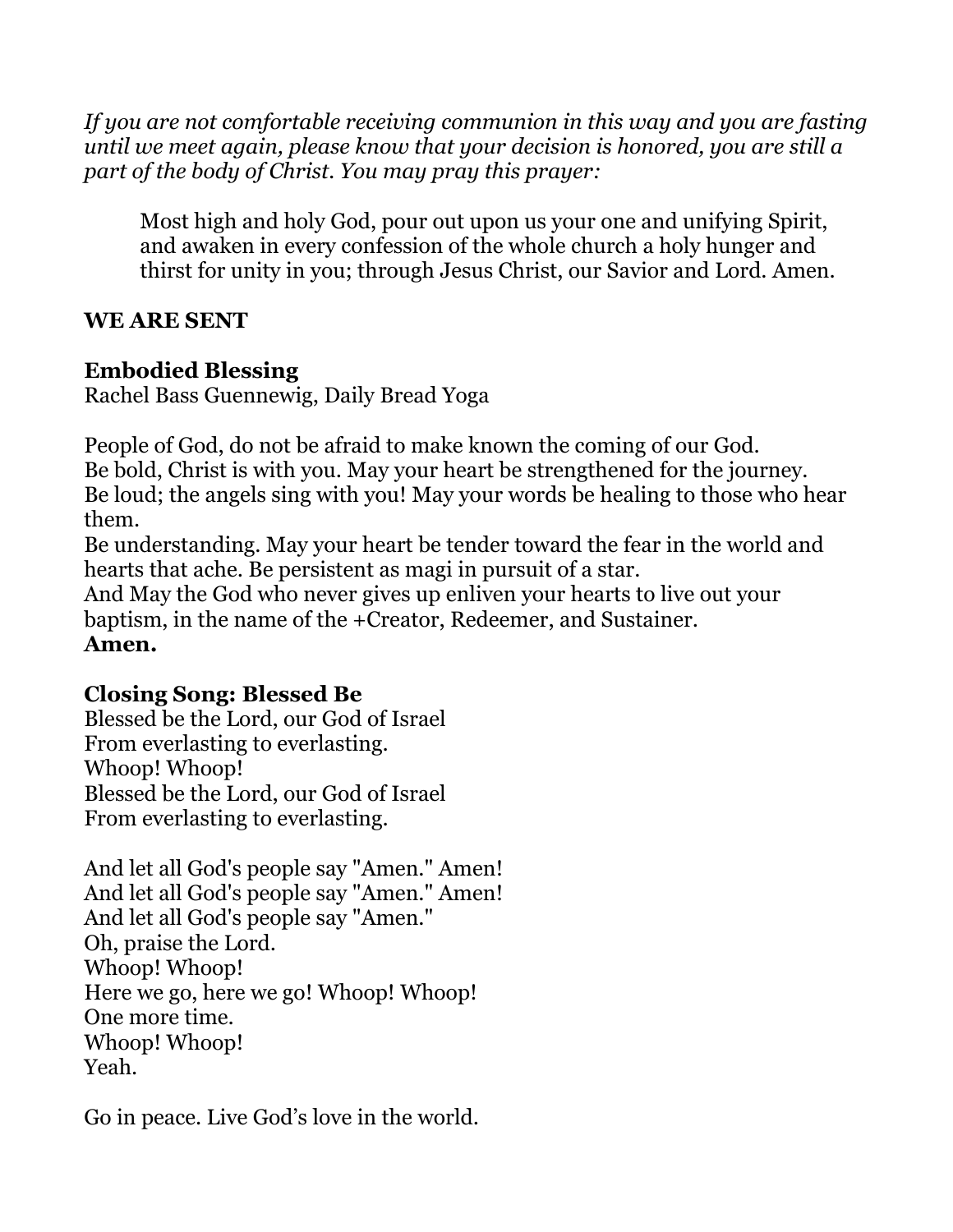*If you are not comfortable receiving communion in this way and you are fasting until we meet again, please know that your decision is honored, you are still a part of the body of Christ. You may pray this prayer:*

> Most high and holy God, pour out upon us your one and unifying Spirit, and awaken in every confession of the whole church a holy hunger and thirst for unity in you; through Jesus Christ, our Savior and Lord. Amen.

**WE ARE SENT**

**Embodied Blessing**
Rachel Bass Guennewig, Daily Bread Yoga

People of God, do not be afraid to make known the coming of our God.
Be bold, Christ is with you. May your heart be strengthened for the journey.
Be loud; the angels sing with you! May your words be healing to those who hear them.
Be understanding. May your heart be tender toward the fear in the world and hearts that ache. Be persistent as magi in pursuit of a star.
And May the God who never gives up enliven your hearts to live out your baptism, in the name of the +Creator, Redeemer, and Sustainer.
**Amen.**

**Closing Song: Blessed Be**
Blessed be the Lord, our God of Israel
From everlasting to everlasting.
Whoop! Whoop!
Blessed be the Lord, our God of Israel
From everlasting to everlasting.

And let all God's people say "Amen." Amen!
And let all God's people say "Amen." Amen!
And let all God's people say "Amen."
Oh, praise the Lord.
Whoop! Whoop!
Here we go, here we go! Whoop! Whoop!
One more time.
Whoop! Whoop!
Yeah.

Go in peace. Live God's love in the world.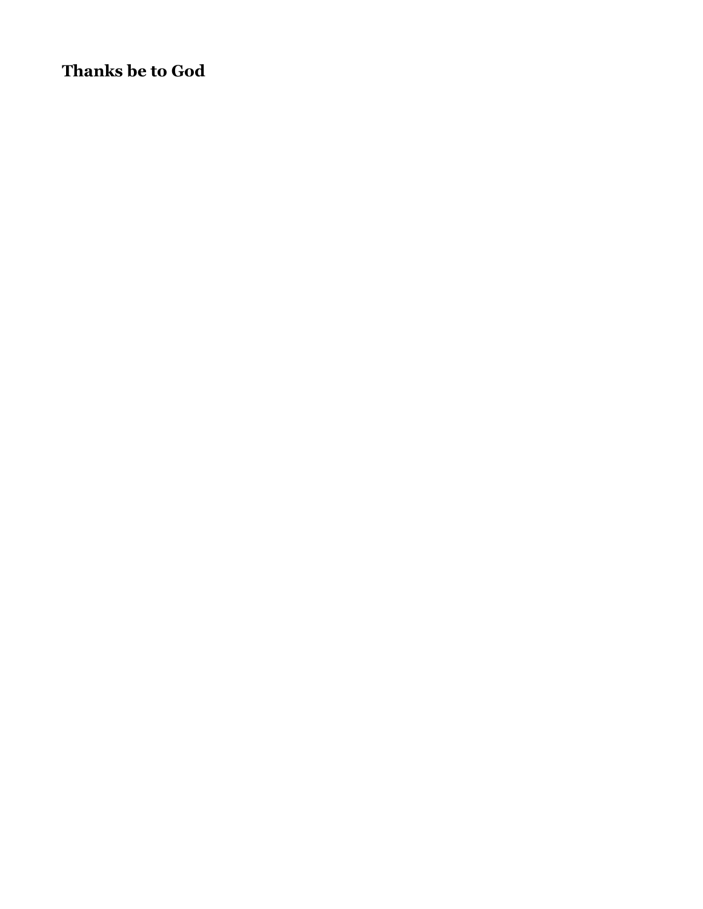**Thanks be to God**